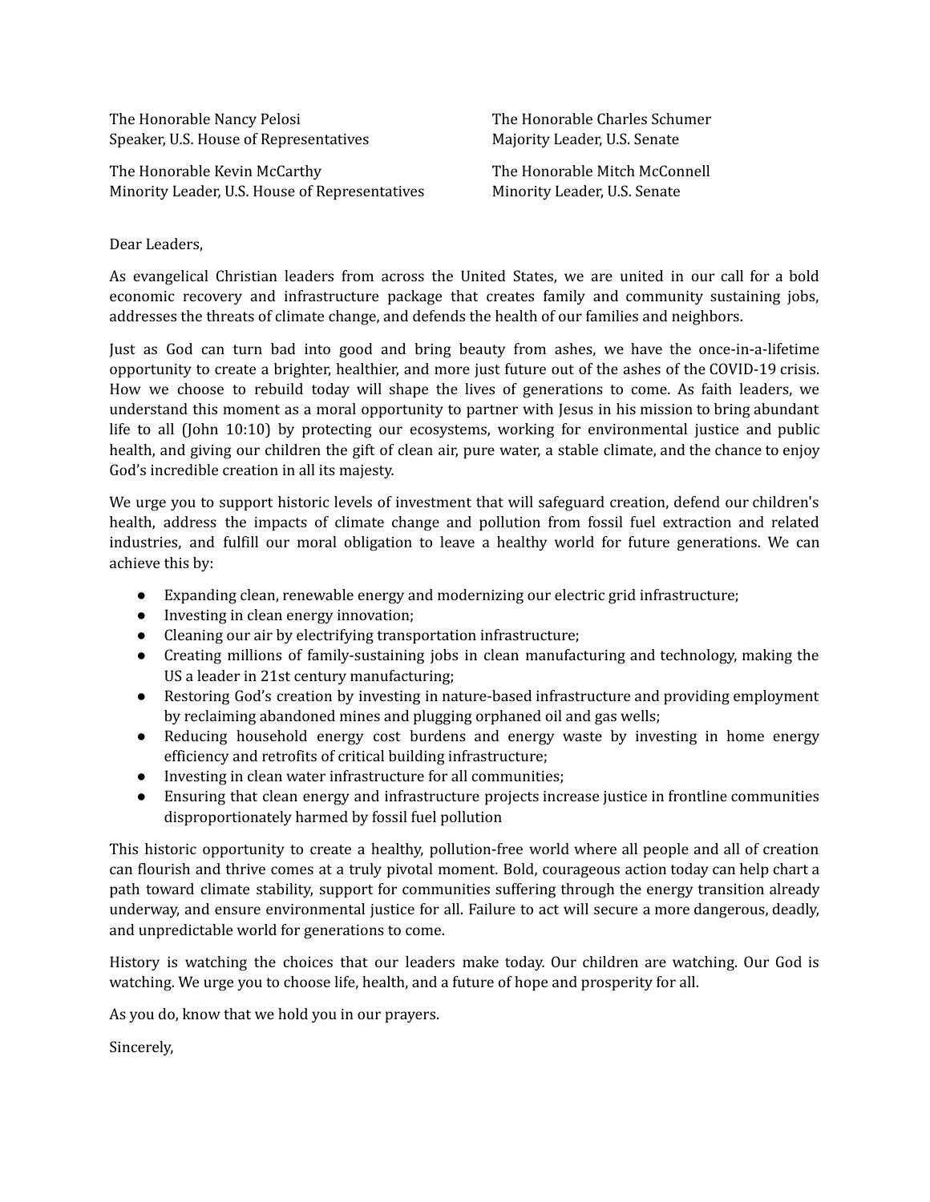The Honorable Nancy Pelosi
Speaker, U.S. House of Representatives

The Honorable Kevin McCarthy
Minority Leader, U.S. House of Representatives

The Honorable Charles Schumer
Majority Leader, U.S. Senate

The Honorable Mitch McConnell
Minority Leader, U.S. Senate

Dear Leaders,

As evangelical Christian leaders from across the United States, we are united in our call for a bold economic recovery and infrastructure package that creates family and community sustaining jobs, addresses the threats of climate change, and defends the health of our families and neighbors.

Just as God can turn bad into good and bring beauty from ashes, we have the once-in-a-lifetime opportunity to create a brighter, healthier, and more just future out of the ashes of the COVID-19 crisis. How we choose to rebuild today will shape the lives of generations to come. As faith leaders, we understand this moment as a moral opportunity to partner with Jesus in his mission to bring abundant life to all (John 10:10) by protecting our ecosystems, working for environmental justice and public health, and giving our children the gift of clean air, pure water, a stable climate, and the chance to enjoy God's incredible creation in all its majesty.

We urge you to support historic levels of investment that will safeguard creation, defend our children's health, address the impacts of climate change and pollution from fossil fuel extraction and related industries, and fulfill our moral obligation to leave a healthy world for future generations. We can achieve this by:

- Expanding clean, renewable energy and modernizing our electric grid infrastructure;
- Investing in clean energy innovation;
- Cleaning our air by electrifying transportation infrastructure;
- Creating millions of family-sustaining jobs in clean manufacturing and technology, making the US a leader in 21st century manufacturing;
- Restoring God's creation by investing in nature-based infrastructure and providing employment by reclaiming abandoned mines and plugging orphaned oil and gas wells;
- Reducing household energy cost burdens and energy waste by investing in home energy efficiency and retrofits of critical building infrastructure;
- Investing in clean water infrastructure for all communities;
- Ensuring that clean energy and infrastructure projects increase justice in frontline communities disproportionately harmed by fossil fuel pollution

This historic opportunity to create a healthy, pollution-free world where all people and all of creation can flourish and thrive comes at a truly pivotal moment. Bold, courageous action today can help chart a path toward climate stability, support for communities suffering through the energy transition already underway, and ensure environmental justice for all. Failure to act will secure a more dangerous, deadly, and unpredictable world for generations to come.

History is watching the choices that our leaders make today. Our children are watching. Our God is watching. We urge you to choose life, health, and a future of hope and prosperity for all.

As you do, know that we hold you in our prayers.

Sincerely,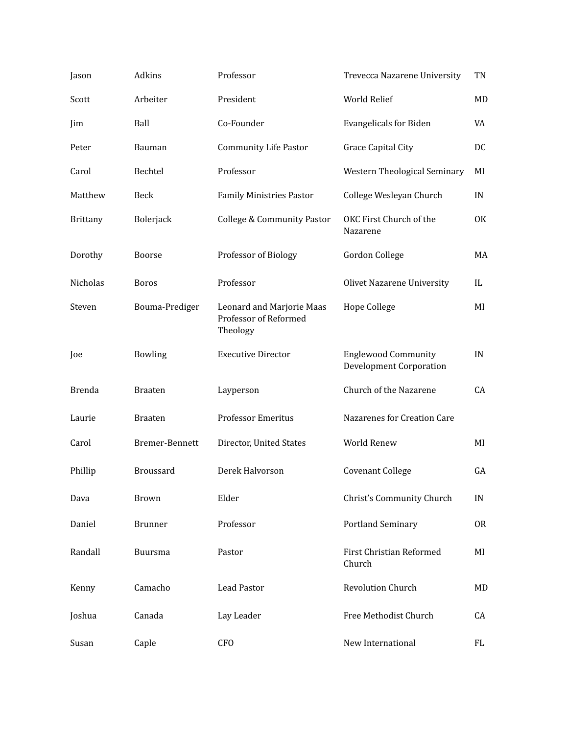| | | | | |
|---|---|---|---|---|
| Jason | Adkins | Professor | Trevecca Nazarene University | TN |
| Scott | Arbeiter | President | World Relief | MD |
| Jim | Ball | Co-Founder | Evangelicals for Biden | VA |
| Peter | Bauman | Community Life Pastor | Grace Capital City | DC |
| Carol | Bechtel | Professor | Western Theological Seminary | MI |
| Matthew | Beck | Family Ministries Pastor | College Wesleyan Church | IN |
| Brittany | Bolerjack | College & Community Pastor | OKC First Church of the Nazarene | OK |
| Dorothy | Boorse | Professor of Biology | Gordon College | MA |
| Nicholas | Boros | Professor | Olivet Nazarene University | IL |
| Steven | Bouma-Prediger | Leonard and Marjorie Maas Professor of Reformed Theology | Hope College | MI |
| Joe | Bowling | Executive Director | Englewood Community Development Corporation | IN |
| Brenda | Braaten | Layperson | Church of the Nazarene | CA |
| Laurie | Braaten | Professor Emeritus | Nazarenes for Creation Care | |
| Carol | Bremer-Bennett | Director, United States | World Renew | MI |
| Phillip | Broussard | Derek Halvorson | Covenant College | GA |
| Dava | Brown | Elder | Christ's Community Church | IN |
| Daniel | Brunner | Professor | Portland Seminary | OR |
| Randall | Buursma | Pastor | First Christian Reformed Church | MI |
| Kenny | Camacho | Lead Pastor | Revolution Church | MD |
| Joshua | Canada | Lay Leader | Free Methodist Church | CA |
| Susan | Caple | CFO | New International | FL |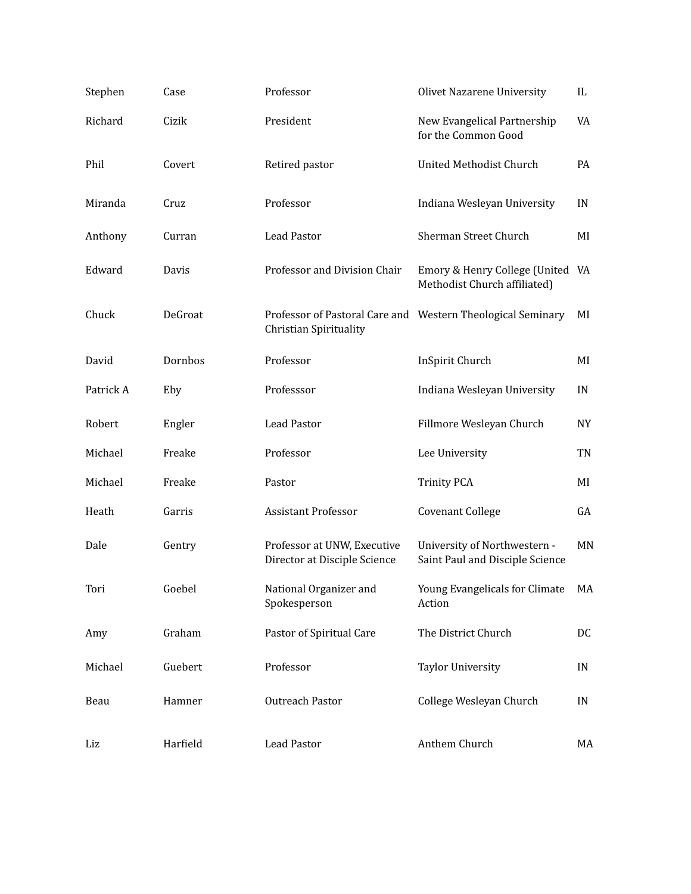| | | | | |
|---|---|---|---|---|
| Stephen | Case | Professor | Olivet Nazarene University | IL |
| Richard | Cizik | President | New Evangelical Partnership for the Common Good | VA |
| Phil | Covert | Retired pastor | United Methodist Church | PA |
| Miranda | Cruz | Professor | Indiana Wesleyan University | IN |
| Anthony | Curran | Lead Pastor | Sherman Street Church | MI |
| Edward | Davis | Professor and Division Chair | Emory & Henry College (United Methodist Church affiliated) | VA |
| Chuck | DeGroat | Professor of Pastoral Care and Christian Spirituality | Western Theological Seminary | MI |
| David | Dornbos | Professor | InSpirit Church | MI |
| Patrick A | Eby | Professsor | Indiana Wesleyan University | IN |
| Robert | Engler | Lead Pastor | Fillmore Wesleyan Church | NY |
| Michael | Freake | Professor | Lee University | TN |
| Michael | Freake | Pastor | Trinity PCA | MI |
| Heath | Garris | Assistant Professor | Covenant College | GA |
| Dale | Gentry | Professor at UNW, Executive Director at Disciple Science | University of Northwestern - Saint Paul and Disciple Science | MN |
| Tori | Goebel | National Organizer and Spokesperson | Young Evangelicals for Climate Action | MA |
| Amy | Graham | Pastor of Spiritual Care | The District Church | DC |
| Michael | Guebert | Professor | Taylor University | IN |
| Beau | Hamner | Outreach Pastor | College Wesleyan Church | IN |
| Liz | Harfield | Lead Pastor | Anthem Church | MA |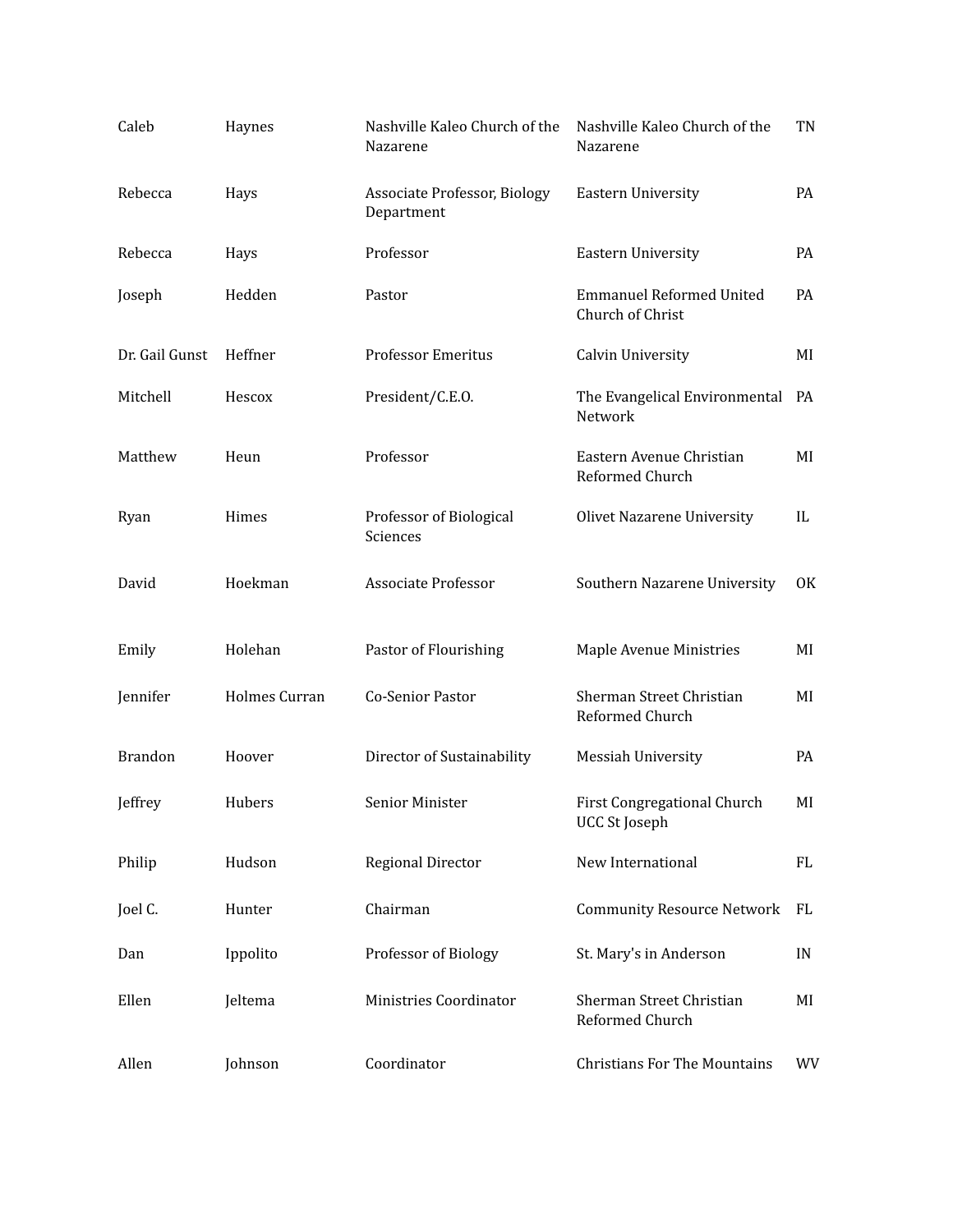| | | | | |
|---|---|---|---|---|
| Caleb | Haynes | Nashville Kaleo Church of the Nazarene | Nashville Kaleo Church of the Nazarene | TN |
| Rebecca | Hays | Associate Professor, Biology Department | Eastern University | PA |
| Rebecca | Hays | Professor | Eastern University | PA |
| Joseph | Hedden | Pastor | Emmanuel Reformed United Church of Christ | PA |
| Dr. Gail Gunst | Heffner | Professor Emeritus | Calvin University | MI |
| Mitchell | Hescox | President/C.E.O. | The Evangelical Environmental Network | PA |
| Matthew | Heun | Professor | Eastern Avenue Christian Reformed Church | MI |
| Ryan | Himes | Professor of Biological Sciences | Olivet Nazarene University | IL |
| David | Hoekman | Associate Professor | Southern Nazarene University | OK |
| Emily | Holehan | Pastor of Flourishing | Maple Avenue Ministries | MI |
| Jennifer | Holmes Curran | Co-Senior Pastor | Sherman Street Christian Reformed Church | MI |
| Brandon | Hoover | Director of Sustainability | Messiah University | PA |
| Jeffrey | Hubers | Senior Minister | First Congregational Church UCC St Joseph | MI |
| Philip | Hudson | Regional Director | New International | FL |
| Joel C. | Hunter | Chairman | Community Resource Network | FL |
| Dan | Ippolito | Professor of Biology | St. Mary's in Anderson | IN |
| Ellen | Jeltema | Ministries Coordinator | Sherman Street Christian Reformed Church | MI |
| Allen | Johnson | Coordinator | Christians For The Mountains | WV |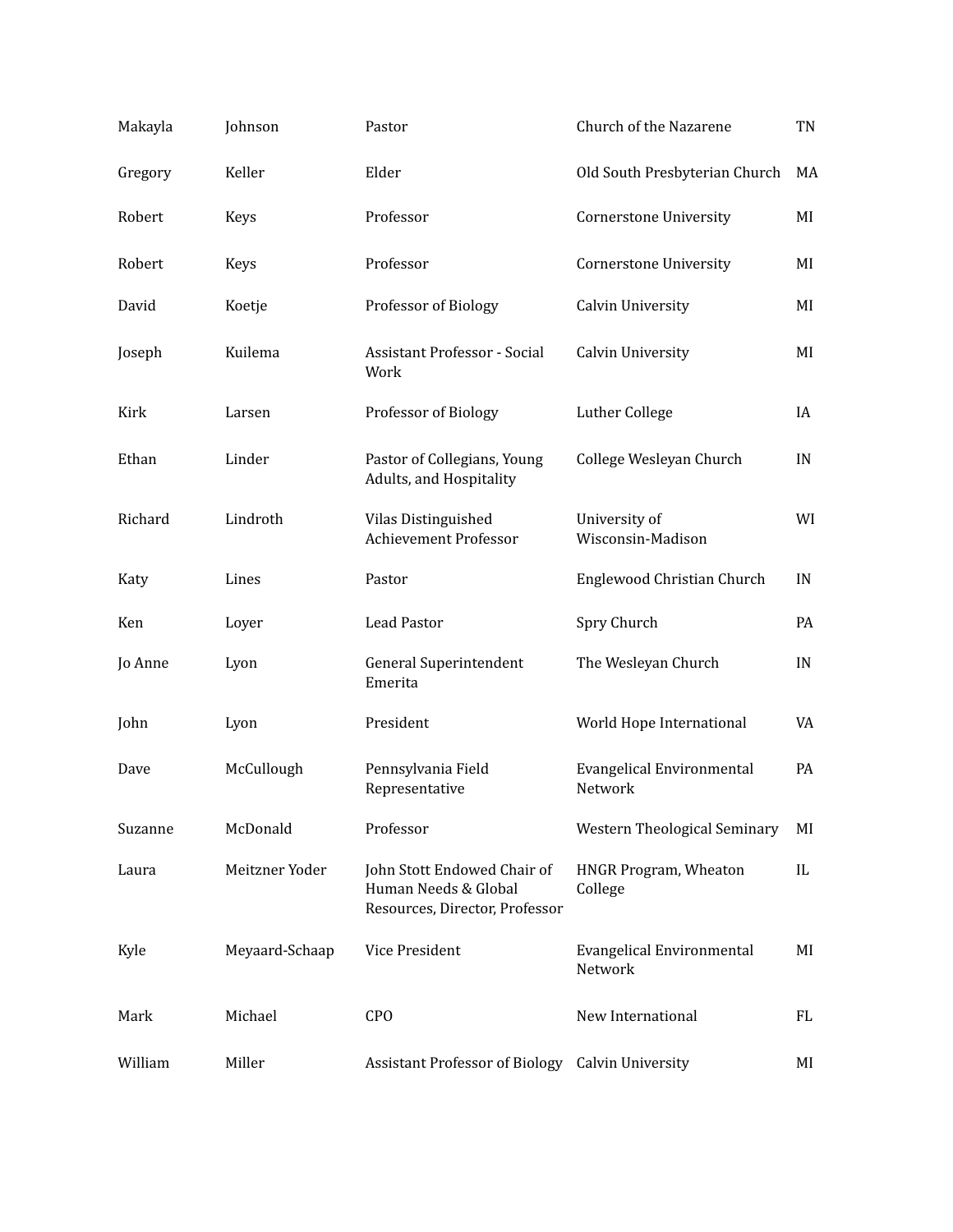| | | | | |
|---|---|---|---|---|
| Makayla | Johnson | Pastor | Church of the Nazarene | TN |
| Gregory | Keller | Elder | Old South Presbyterian Church | MA |
| Robert | Keys | Professor | Cornerstone University | MI |
| Robert | Keys | Professor | Cornerstone University | MI |
| David | Koetje | Professor of Biology | Calvin University | MI |
| Joseph | Kuilema | Assistant Professor - Social Work | Calvin University | MI |
| Kirk | Larsen | Professor of Biology | Luther College | IA |
| Ethan | Linder | Pastor of Collegians, Young Adults, and Hospitality | College Wesleyan Church | IN |
| Richard | Lindroth | Vilas Distinguished Achievement Professor | University of Wisconsin-Madison | WI |
| Katy | Lines | Pastor | Englewood Christian Church | IN |
| Ken | Loyer | Lead Pastor | Spry Church | PA |
| Jo Anne | Lyon | General Superintendent Emerita | The Wesleyan Church | IN |
| John | Lyon | President | World Hope International | VA |
| Dave | McCullough | Pennsylvania Field Representative | Evangelical Environmental Network | PA |
| Suzanne | McDonald | Professor | Western Theological Seminary | MI |
| Laura | Meitzner Yoder | John Stott Endowed Chair of Human Needs & Global Resources, Director, Professor | HNGR Program, Wheaton College | IL |
| Kyle | Meyaard-Schaap | Vice President | Evangelical Environmental Network | MI |
| Mark | Michael | CPO | New International | FL |
| William | Miller | Assistant Professor of Biology | Calvin University | MI |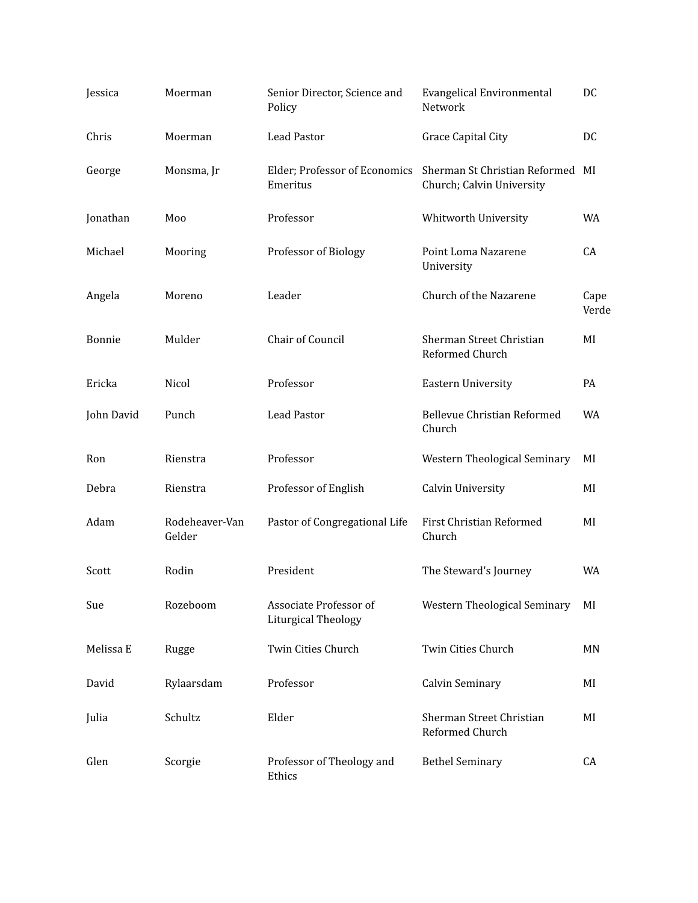| | | | | |
|---|---|---|---|---|
| Jessica | Moerman | Senior Director, Science and Policy | Evangelical Environmental Network | DC |
| Chris | Moerman | Lead Pastor | Grace Capital City | DC |
| George | Monsma, Jr | Elder; Professor of Economics Emeritus | Sherman St Christian Reformed Church; Calvin University | MI |
| Jonathan | Moo | Professor | Whitworth University | WA |
| Michael | Mooring | Professor of Biology | Point Loma Nazarene University | CA |
| Angela | Moreno | Leader | Church of the Nazarene | Cape Verde |
| Bonnie | Mulder | Chair of Council | Sherman Street Christian Reformed Church | MI |
| Ericka | Nicol | Professor | Eastern University | PA |
| John David | Punch | Lead Pastor | Bellevue Christian Reformed Church | WA |
| Ron | Rienstra | Professor | Western Theological Seminary | MI |
| Debra | Rienstra | Professor of English | Calvin University | MI |
| Adam | Rodeheaver-Van Gelder | Pastor of Congregational Life | First Christian Reformed Church | MI |
| Scott | Rodin | President | The Steward's Journey | WA |
| Sue | Rozeboom | Associate Professor of Liturgical Theology | Western Theological Seminary | MI |
| Melissa E | Rugge | Twin Cities Church | Twin Cities Church | MN |
| David | Rylaarsdam | Professor | Calvin Seminary | MI |
| Julia | Schultz | Elder | Sherman Street Christian Reformed Church | MI |
| Glen | Scorgie | Professor of Theology and Ethics | Bethel Seminary | CA |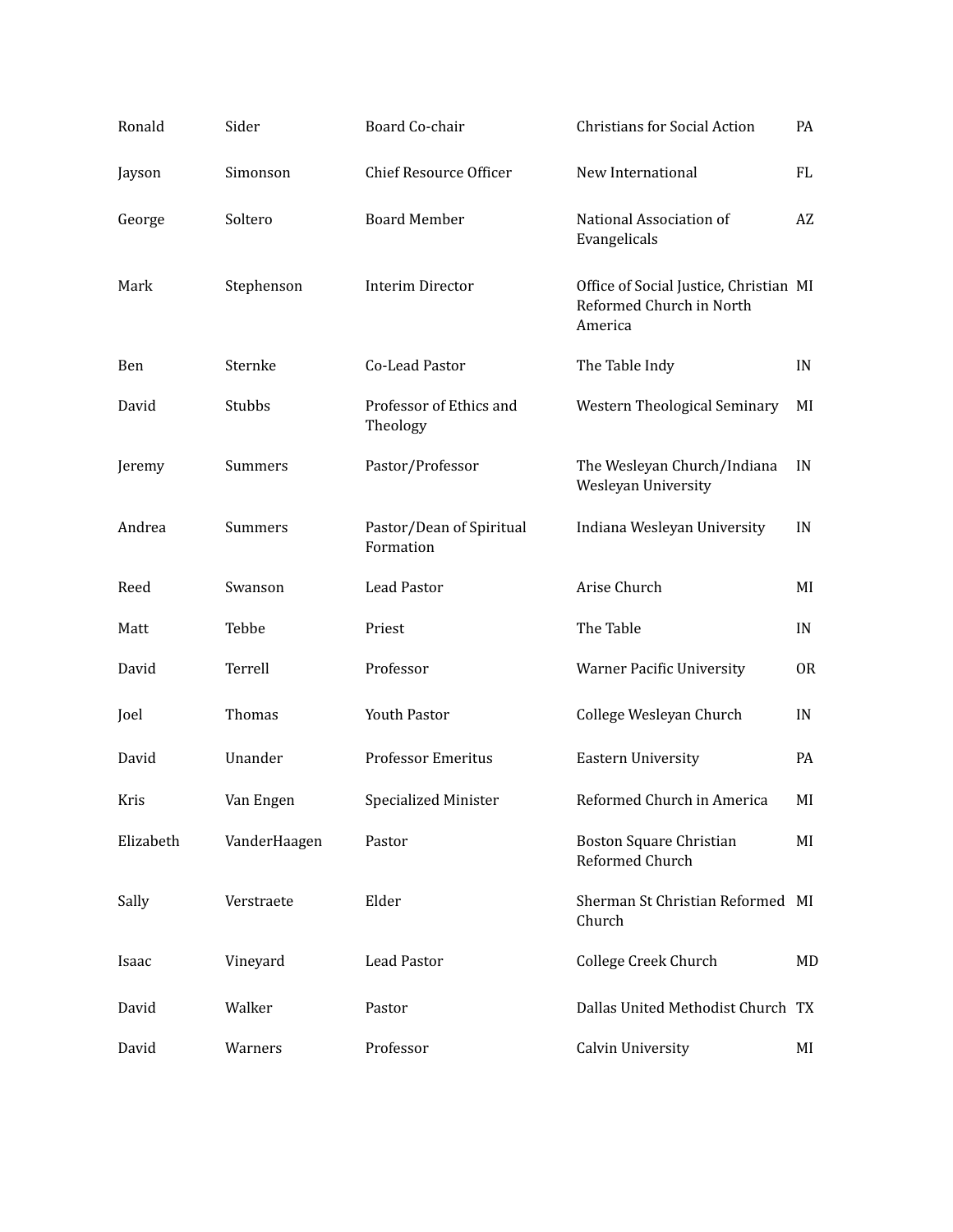| | | | | |
|---|---|---|---|---|
| Ronald | Sider | Board Co-chair | Christians for Social Action | PA |
| Jayson | Simonson | Chief Resource Officer | New International | FL |
| George | Soltero | Board Member | National Association of Evangelicals | AZ |
| Mark | Stephenson | Interim Director | Office of Social Justice, Christian Reformed Church in North America | MI |
| Ben | Sternke | Co-Lead Pastor | The Table Indy | IN |
| David | Stubbs | Professor of Ethics and Theology | Western Theological Seminary | MI |
| Jeremy | Summers | Pastor/Professor | The Wesleyan Church/Indiana Wesleyan University | IN |
| Andrea | Summers | Pastor/Dean of Spiritual Formation | Indiana Wesleyan University | IN |
| Reed | Swanson | Lead Pastor | Arise Church | MI |
| Matt | Tebbe | Priest | The Table | IN |
| David | Terrell | Professor | Warner Pacific University | OR |
| Joel | Thomas | Youth Pastor | College Wesleyan Church | IN |
| David | Unander | Professor Emeritus | Eastern University | PA |
| Kris | Van Engen | Specialized Minister | Reformed Church in America | MI |
| Elizabeth | VanderHaagen | Pastor | Boston Square Christian Reformed Church | MI |
| Sally | Verstraete | Elder | Sherman St Christian Reformed Church | MI |
| Isaac | Vineyard | Lead Pastor | College Creek Church | MD |
| David | Walker | Pastor | Dallas United Methodist Church | TX |
| David | Warners | Professor | Calvin University | MI |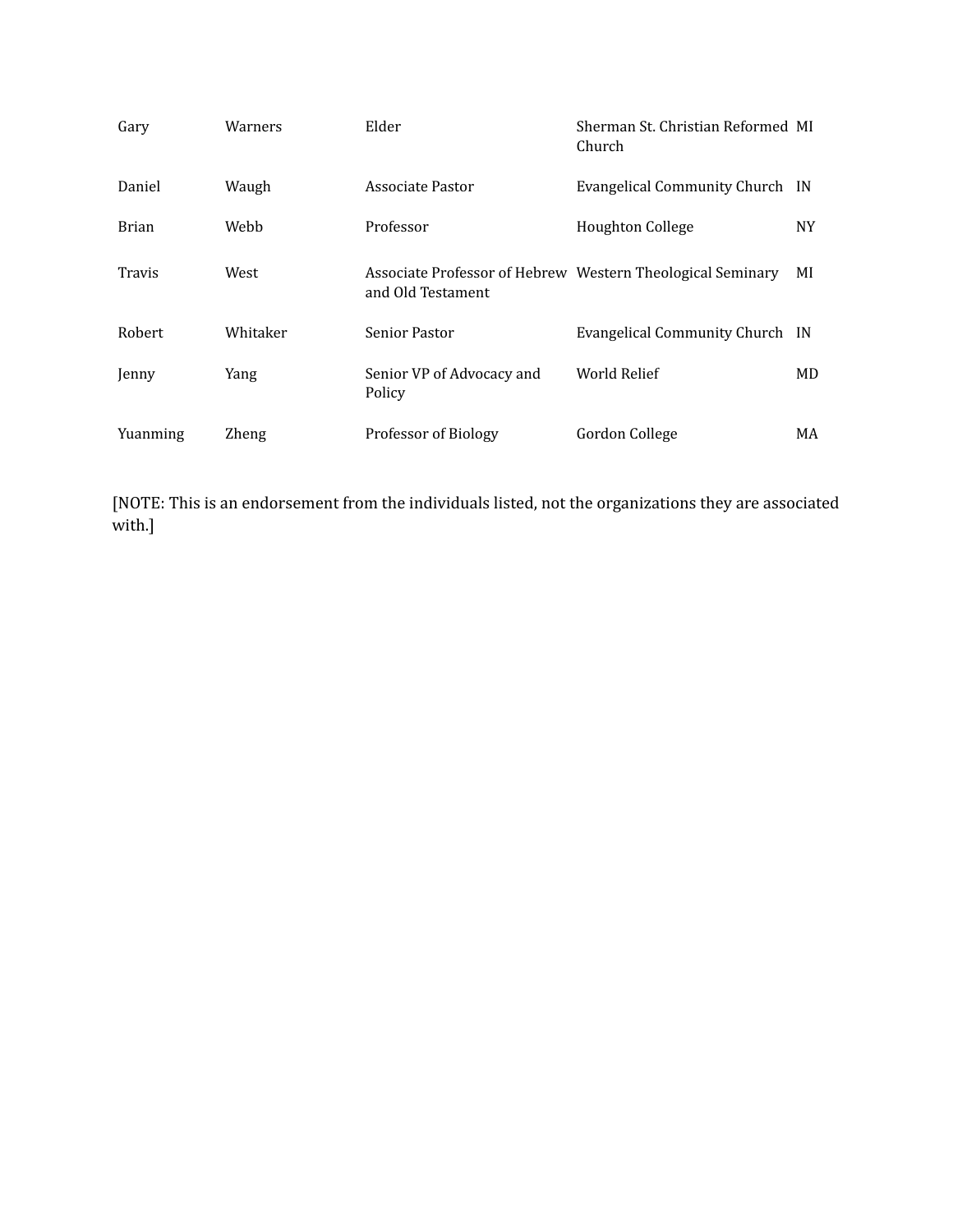| | | | | |
|---|---|---|---|---|
| Gary | Warners | Elder | Sherman St. Christian Reformed Church | MI |
| Daniel | Waugh | Associate Pastor | Evangelical Community Church | IN |
| Brian | Webb | Professor | Houghton College | NY |
| Travis | West | Associate Professor of Hebrew and Old Testament | Western Theological Seminary | MI |
| Robert | Whitaker | Senior Pastor | Evangelical Community Church | IN |
| Jenny | Yang | Senior VP of Advocacy and Policy | World Relief | MD |
| Yuanming | Zheng | Professor of Biology | Gordon College | MA |

[NOTE: This is an endorsement from the individuals listed, not the organizations they are associated with.]